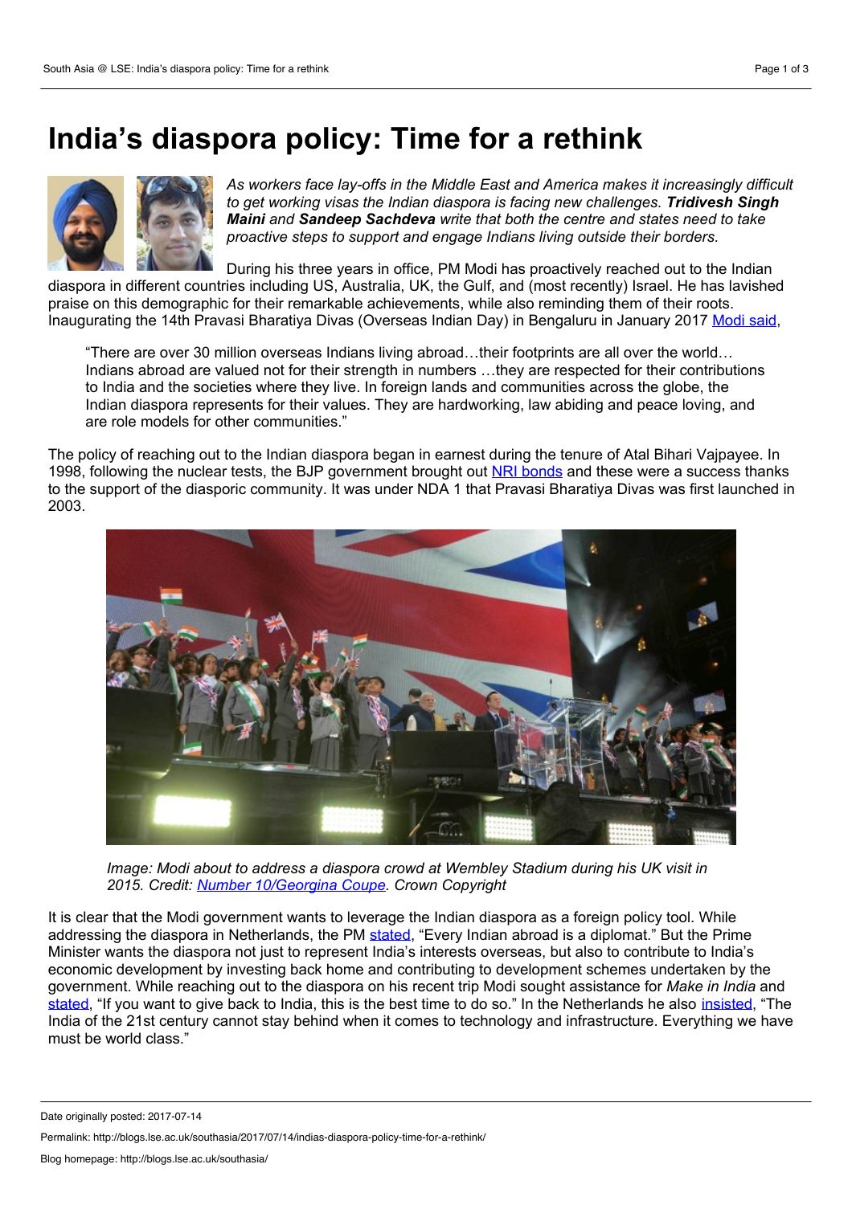# India's diaspora policy: Time for a rethink

*As workers face lay-offs in the Middle East and America makes it increasingly difficult to get working visas the Indian diaspora is facing new challenges.* ***Tridivesh Singh Maini*** *and* ***Sandeep Sachdeva*** *write that both the centre and states need to take proactive steps to support and engage Indians living outside their borders.*

During his three years in office, PM Modi has proactively reached out to the Indian diaspora in different countries including US, Australia, UK, the Gulf, and (most recently) Israel. He has lavished praise on this demographic for their remarkable achievements, while also reminding them of their roots. Inaugurating the 14th Pravasi Bharatiya Divas (Overseas Indian Day) in Bengaluru in January 2017 Modi said,

> "There are over 30 million overseas Indians living abroad…their footprints are all over the world… Indians abroad are valued not for their strength in numbers …they are respected for their contributions to India and the societies where they live. In foreign lands and communities across the globe, the Indian diaspora represents for their values. They are hardworking, law abiding and peace loving, and are role models for other communities."

The policy of reaching out to the Indian diaspora began in earnest during the tenure of Atal Bihari Vajpayee. In 1998, following the nuclear tests, the BJP government brought out NRI bonds and these were a success thanks to the support of the diasporic community. It was under NDA 1 that Pravasi Bharatiya Divas was first launched in 2003.

*Image: Modi about to address a diaspora crowd at Wembley Stadium during his UK visit in 2015. Credit: Number 10/Georgina Coupe. Crown Copyright*

It is clear that the Modi government wants to leverage the Indian diaspora as a foreign policy tool. While addressing the diaspora in Netherlands, the PM stated, "Every Indian abroad is a diplomat." But the Prime Minister wants the diaspora not just to represent India's interests overseas, but also to contribute to India's economic development by investing back home and contributing to development schemes undertaken by the government. While reaching out to the diaspora on his recent trip Modi sought assistance for *Make in India* and stated, "If you want to give back to India, this is the best time to do so." In the Netherlands he also insisted, "The India of the 21st century cannot stay behind when it comes to technology and infrastructure. Everything we have must be world class."

Date originally posted: 2017-07-14

Permalink: http://blogs.lse.ac.uk/southasia/2017/07/14/indias-diaspora-policy-time-for-a-rethink/

Blog homepage: http://blogs.lse.ac.uk/southasia/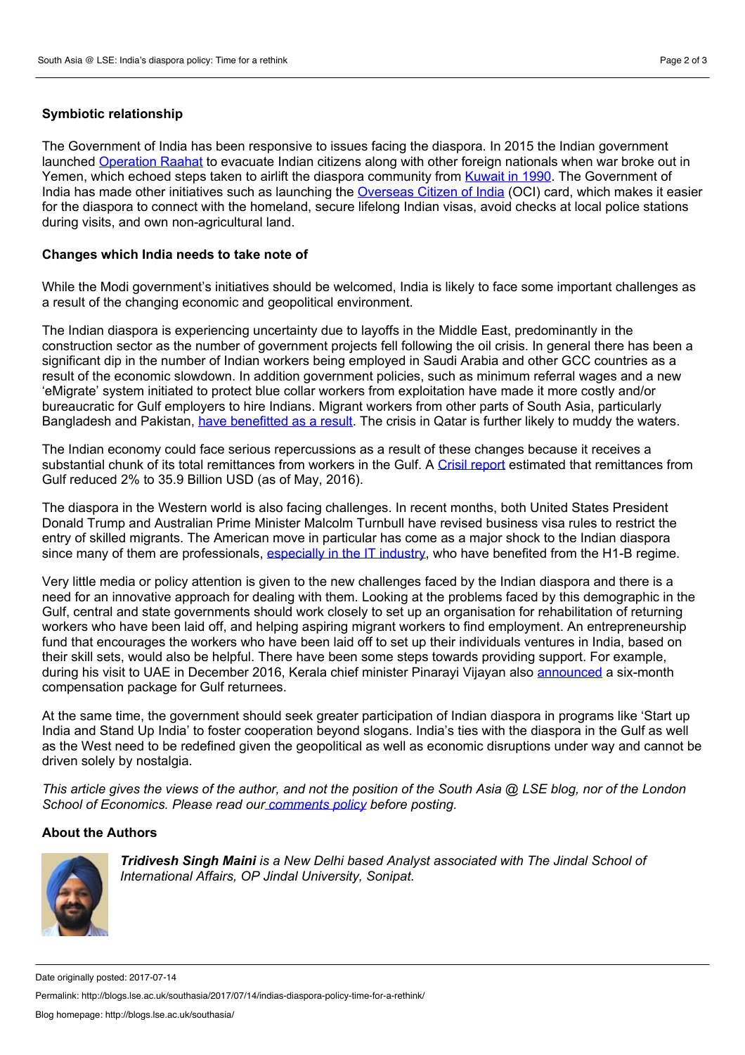### Symbiotic relationship

The Government of India has been responsive to issues facing the diaspora. In 2015 the Indian government launched Operation Raahat to evacuate Indian citizens along with other foreign nationals when war broke out in Yemen, which echoed steps taken to airlift the diaspora community from Kuwait in 1990. The Government of India has made other initiatives such as launching the Overseas Citizen of India (OCI) card, which makes it easier for the diaspora to connect with the homeland, secure lifelong Indian visas, avoid checks at local police stations during visits, and own non-agricultural land.

### Changes which India needs to take note of

While the Modi government's initiatives should be welcomed, India is likely to face some important challenges as a result of the changing economic and geopolitical environment.

The Indian diaspora is experiencing uncertainty due to layoffs in the Middle East, predominantly in the construction sector as the number of government projects fell following the oil crisis. In general there has been a significant dip in the number of Indian workers being employed in Saudi Arabia and other GCC countries as a result of the economic slowdown. In addition government policies, such as minimum referral wages and a new 'eMigrate' system initiated to protect blue collar workers from exploitation have made it more costly and/or bureaucratic for Gulf employers to hire Indians. Migrant workers from other parts of South Asia, particularly Bangladesh and Pakistan, have benefitted as a result. The crisis in Qatar is further likely to muddy the waters.

The Indian economy could face serious repercussions as a result of these changes because it receives a substantial chunk of its total remittances from workers in the Gulf. A Crisil report estimated that remittances from Gulf reduced 2% to 35.9 Billion USD (as of May, 2016).

The diaspora in the Western world is also facing challenges. In recent months, both United States President Donald Trump and Australian Prime Minister Malcolm Turnbull have revised business visa rules to restrict the entry of skilled migrants. The American move in particular has come as a major shock to the Indian diaspora since many of them are professionals, especially in the IT industry, who have benefited from the H1-B regime.

Very little media or policy attention is given to the new challenges faced by the Indian diaspora and there is a need for an innovative approach for dealing with them. Looking at the problems faced by this demographic in the Gulf, central and state governments should work closely to set up an organisation for rehabilitation of returning workers who have been laid off, and helping aspiring migrant workers to find employment. An entrepreneurship fund that encourages the workers who have been laid off to set up their individuals ventures in India, based on their skill sets, would also be helpful. There have been some steps towards providing support. For example, during his visit to UAE in December 2016, Kerala chief minister Pinarayi Vijayan also announced a six-month compensation package for Gulf returnees.

At the same time, the government should seek greater participation of Indian diaspora in programs like 'Start up India and Stand Up India' to foster cooperation beyond slogans. India's ties with the diaspora in the Gulf as well as the West need to be redefined given the geopolitical as well as economic disruptions under way and cannot be driven solely by nostalgia.

*This article gives the views of the author, and not the position of the South Asia @ LSE blog, nor of the London School of Economics. Please read our comments policy before posting.*

### About the Authors

***Tridivesh Singh Maini*** *is a New Delhi based Analyst associated with The Jindal School of International Affairs, OP Jindal University, Sonipat.*

Date originally posted: 2017-07-14

Permalink: http://blogs.lse.ac.uk/southasia/2017/07/14/indias-diaspora-policy-time-for-a-rethink/

Blog homepage: http://blogs.lse.ac.uk/southasia/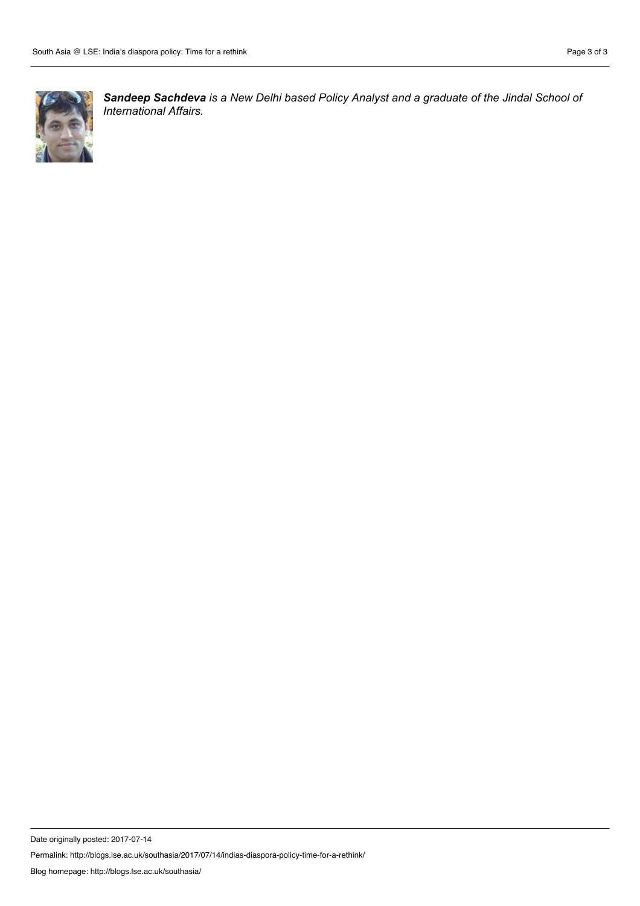***Sandeep Sachdeva** is a New Delhi based Policy Analyst and a graduate of the Jindal School of International Affairs.*

Date originally posted: 2017-07-14

Permalink: http://blogs.lse.ac.uk/southasia/2017/07/14/indias-diaspora-policy-time-for-a-rethink/

Blog homepage: http://blogs.lse.ac.uk/southasia/